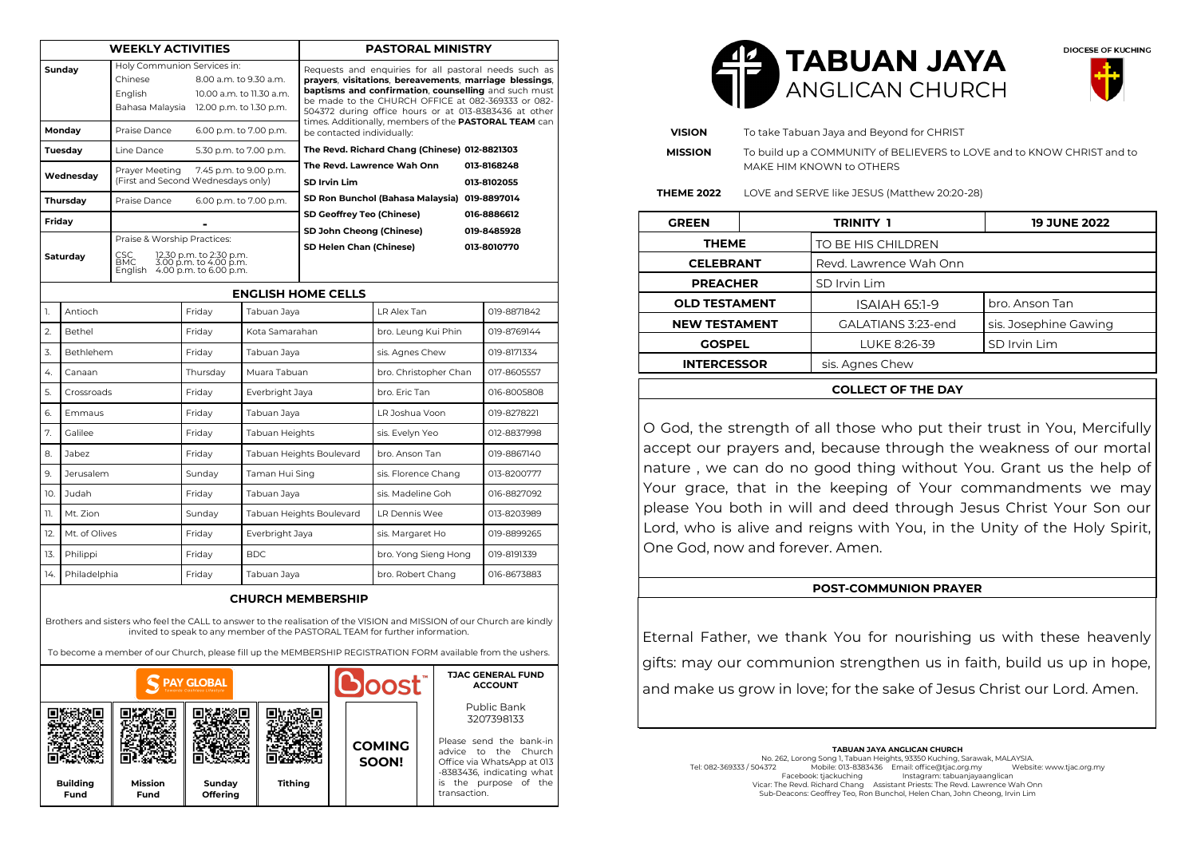## WEEKLY ACTIVITIES

| Day | Activity | Time |
|---|---|---|
| Sunday | Holy Communion Services in: | |
| | Chinese | 8.00 a.m. to 9.30 a.m. |
| | English | 10.00 a.m. to 11.30 a.m. |
| | Bahasa Malaysia | 12.00 p.m. to 1.30 p.m. |
| Monday | Praise Dance | 6.00 p.m. to 7.00 p.m. |
| Tuesday | Line Dance | 5.30 p.m. to 7.00 p.m. |
| Wednesday | Prayer Meeting (First and Second Wednesdays only) | 7.45 p.m. to 9.00 p.m. |
| Thursday | Praise Dance | 6.00 p.m. to 7.00 p.m. |
| Friday | - | |
| Saturday | Praise & Worship Practices: | |
| | CSC | 12.30 p.m. to 2:30 p.m. |
| | BMC | 3.00 p.m. to 4.00 p.m. |
| | English | 4.00 p.m. to 6.00 p.m. |

## PASTORAL MINISTRY

Requests and enquiries for all pastoral needs such as **prayers**, **visitations**, **bereavements**, **marriage blessings**, **baptisms and confirmation**, **counselling** and such must be made to the CHURCH OFFICE at 082-369333 or 082-504372 during office hours or at 013-8383436 at other times. Additionally, members of the **PASTORAL TEAM** can be contacted individually:

| Name | Contact |
|---|---|
| **The Revd. Richard Chang (Chinese)** | **012-8821303** |
| **The Revd. Lawrence Wah Onn** | **013-8168248** |
| **SD Irvin Lim** | **013-8102055** |
| **SD Ron Bunchol (Bahasa Malaysia)** | **019-8897014** |
| **SD Geoffrey Teo (Chinese)** | **016-8886612** |
| **SD John Cheong (Chinese)** | **019-8485928** |
| **SD Helen Chan (Chinese)** | **013-8010770** |

## ENGLISH HOME CELLS

| No. | Cell | Day | Location | Leader | Contact |
|---|---|---|---|---|---|
| 1. | Antioch | Friday | Tabuan Jaya | LR Alex Tan | 019-8871842 |
| 2. | Bethel | Friday | Kota Samarahan | bro. Leung Kui Phin | 019-8769144 |
| 3. | Bethlehem | Friday | Tabuan Jaya | sis. Agnes Chew | 019-8171334 |
| 4. | Canaan | Thursday | Muara Tabuan | bro. Christopher Chan | 017-8605557 |
| 5. | Crossroads | Friday | Everbright Jaya | bro. Eric Tan | 016-8005808 |
| 6. | Emmaus | Friday | Tabuan Jaya | LR Joshua Voon | 019-8278221 |
| 7. | Galilee | Friday | Tabuan Heights | sis. Evelyn Yeo | 012-8837998 |
| 8. | Jabez | Friday | Tabuan Heights Boulevard | bro. Anson Tan | 019-8867140 |
| 9. | Jerusalem | Sunday | Taman Hui Sing | sis. Florence Chang | 013-8200777 |
| 10. | Judah | Friday | Tabuan Jaya | sis. Madeline Goh | 016-8827092 |
| 11. | Mt. Zion | Sunday | Tabuan Heights Boulevard | LR Dennis Wee | 013-8203989 |
| 12. | Mt. of Olives | Friday | Everbright Jaya | sis. Margaret Ho | 019-8899265 |
| 13. | Philippi | Friday | BDC | bro. Yong Sieng Hong | 019-8191339 |
| 14. | Philadelphia | Friday | Tabuan Jaya | bro. Robert Chang | 016-8673883 |

## CHURCH MEMBERSHIP

Brothers and sisters who feel the CALL to answer to the realisation of the VISION and MISSION of our Church are kindly invited to speak to any member of the PASTORAL TEAM for further information.

To become a member of our Church, please fill up the MEMBERSHIP REGISTRATION FORM available from the ushers.

| PAY GLOBAL | | | | Boost | TJAC GENERAL FUND ACCOUNT |
|---|---|---|---|---|---|
| Building Fund | Mission Fund | Sunday Offering | Tithing | COMING SOON! | Public Bank 3207398133<br>Please send the bank-in advice to the Church Office via WhatsApp at 013-8383436, indicating what is the purpose of the transaction. |

# TABUAN JAYA ANGLICAN CHURCH

DIOCESE OF KUCHING

**VISION** To take Tabuan Jaya and Beyond for CHRIST

**MISSION** To build up a COMMUNITY of BELIEVERS to LOVE and to KNOW CHRIST and to MAKE HIM KNOWN to OTHERS

**THEME 2022** LOVE and SERVE like JESUS (Matthew 20:20-28)

| GREEN | TRINITY 1 | 19 JUNE 2022 |
|---|---|---|
| **THEME** | TO BE HIS CHILDREN | |
| **CELEBRANT** | Revd. Lawrence Wah Onn | |
| **PREACHER** | SD Irvin Lim | |
| **OLD TESTAMENT** | ISAIAH 65:1-9 | bro. Anson Tan |
| **NEW TESTAMENT** | GALATIANS 3:23-end | sis. Josephine Gawing |
| **GOSPEL** | LUKE 8:26-39 | SD Irvin Lim |
| **INTERCESSOR** | sis. Agnes Chew | |

### COLLECT OF THE DAY

O God, the strength of all those who put their trust in You, Mercifully accept our prayers and, because through the weakness of our mortal nature , we can do no good thing without You. Grant us the help of Your grace, that in the keeping of Your commandments we may please You both in will and deed through Jesus Christ Your Son our Lord, who is alive and reigns with You, in the Unity of the Holy Spirit, One God, now and forever. Amen.

### POST-COMMUNION PRAYER

Eternal Father, we thank You for nourishing us with these heavenly gifts: may our communion strengthen us in faith, build us up in hope, and make us grow in love; for the sake of Jesus Christ our Lord. Amen.

**TABUAN JAYA ANGLICAN CHURCH**
No. 262, Lorong Song 1, Tabuan Heights, 93350 Kuching, Sarawak, MALAYSIA.
Tel: 082-369333 / 504372 Mobile: 013-8383436 Email: office@tjac.org.my Website: www.tjac.org.my
Facebook: tjackuching Instagram: tabuanjayaanglican
Vicar: The Revd. Richard Chang Assistant Priests: The Revd. Lawrence Wah Onn
Sub-Deacons: Geoffrey Teo, Ron Bunchol, Helen Chan, John Cheong, Irvin Lim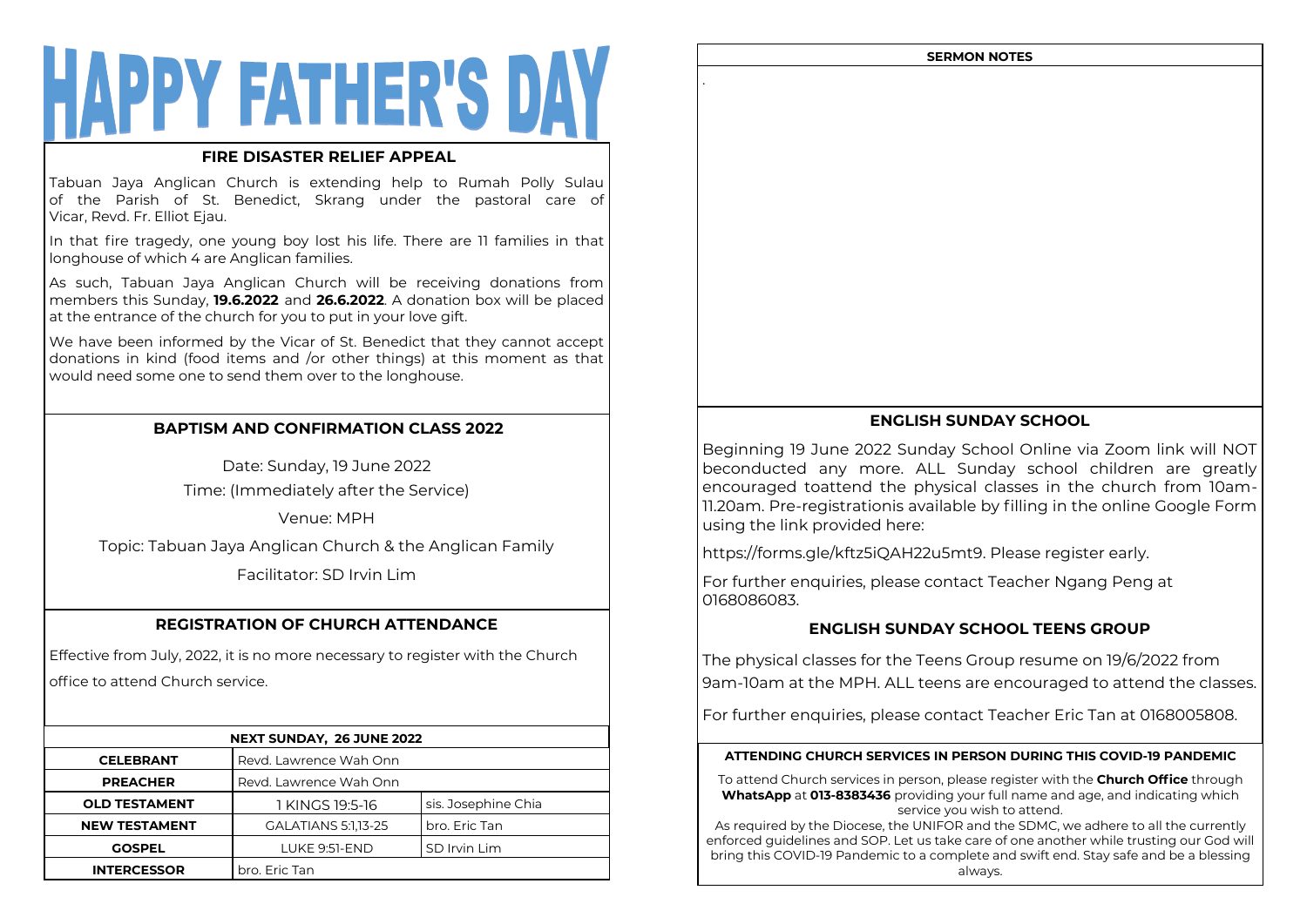# HAPPY FATHER'S DAY

## FIRE DISASTER RELIEF APPEAL

Tabuan Jaya Anglican Church is extending help to Rumah Polly Sulau of the Parish of St. Benedict, Skrang under the pastoral care of Vicar, Revd. Fr. Elliot Ejau.

In that fire tragedy, one young boy lost his life. There are 11 families in that longhouse of which 4 are Anglican families.

As such, Tabuan Jaya Anglican Church will be receiving donations from members this Sunday, **19.6.2022** and **26.6.2022**. A donation box will be placed at the entrance of the church for you to put in your love gift.

We have been informed by the Vicar of St. Benedict that they cannot accept donations in kind (food items and /or other things) at this moment as that would need some one to send them over to the longhouse.

## BAPTISM AND CONFIRMATION CLASS 2022

Date: Sunday, 19 June 2022

Time: (Immediately after the Service)

Venue: MPH

Topic: Tabuan Jaya Anglican Church & the Anglican Family

Facilitator: SD Irvin Lim

## REGISTRATION OF CHURCH ATTENDANCE

Effective from July, 2022, it is no more necessary to register with the Church office to attend Church service.

| NEXT SUNDAY, 26 JUNE 2022 | | |
|---|---|---|
| **CELEBRANT** | Revd. Lawrence Wah Onn | |
| **PREACHER** | Revd. Lawrence Wah Onn | |
| **OLD TESTAMENT** | 1 KINGS 19:5-16 | sis. Josephine Chia |
| **NEW TESTAMENT** | GALATIANS 5:1,13-25 | bro. Eric Tan |
| **GOSPEL** | LUKE 9:51-END | SD Irvin Lim |
| **INTERCESSOR** | bro. Eric Tan | |

## SERMON NOTES

.

## ENGLISH SUNDAY SCHOOL

Beginning 19 June 2022 Sunday School Online via Zoom link will NOT beconducted any more. ALL Sunday school children are greatly encouraged toattend the physical classes in the church from 10am-11.20am. Pre-registrationis available by filling in the online Google Form using the link provided here:

https://forms.gle/kftz5iQAH22u5mt9. Please register early.

For further enquiries, please contact Teacher Ngang Peng at 0168086083.

## ENGLISH SUNDAY SCHOOL TEENS GROUP

The physical classes for the Teens Group resume on 19/6/2022 from 9am-10am at the MPH. ALL teens are encouraged to attend the classes.

For further enquiries, please contact Teacher Eric Tan at 0168005808.

### ATTENDING CHURCH SERVICES IN PERSON DURING THIS COVID-19 PANDEMIC

To attend Church services in person, please register with the **Church Office** through **WhatsApp** at **013-8383436** providing your full name and age, and indicating which service you wish to attend.

As required by the Diocese, the UNIFOR and the SDMC, we adhere to all the currently enforced guidelines and SOP. Let us take care of one another while trusting our God will bring this COVID-19 Pandemic to a complete and swift end. Stay safe and be a blessing always.